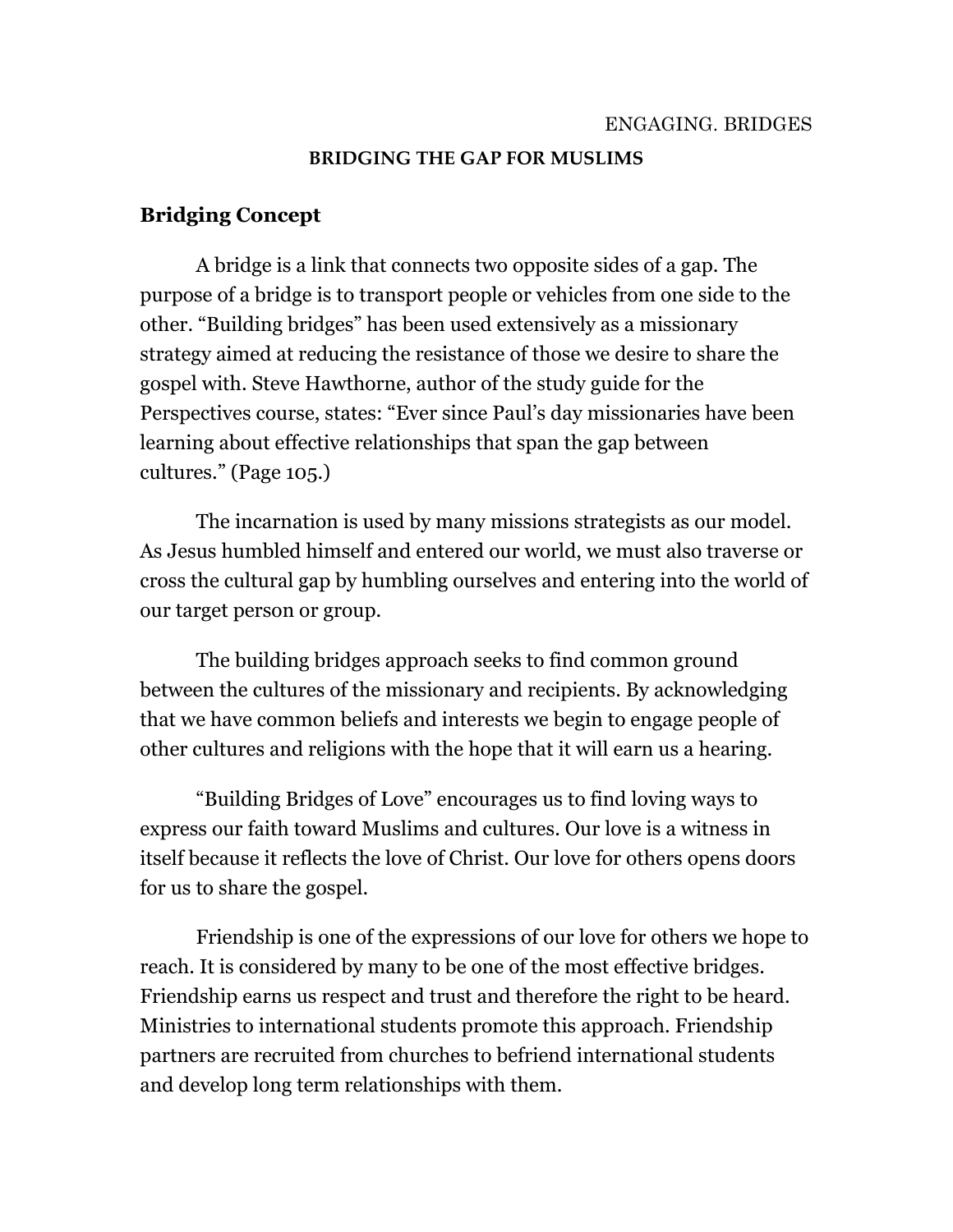ENGAGING. BRIDGES

**BRIDGING THE GAP FOR MUSLIMS**

## Bridging Concept

A bridge is a link that connects two opposite sides of a gap. The purpose of a bridge is to transport people or vehicles from one side to the other. "Building bridges" has been used extensively as a missionary strategy aimed at reducing the resistance of those we desire to share the gospel with. Steve Hawthorne, author of the study guide for the Perspectives course, states: "Ever since Paul's day missionaries have been learning about effective relationships that span the gap between cultures." (Page 105.)

The incarnation is used by many missions strategists as our model. As Jesus humbled himself and entered our world, we must also traverse or cross the cultural gap by humbling ourselves and entering into the world of our target person or group.

The building bridges approach seeks to find common ground between the cultures of the missionary and recipients. By acknowledging that we have common beliefs and interests we begin to engage people of other cultures and religions with the hope that it will earn us a hearing.

"Building Bridges of Love" encourages us to find loving ways to express our faith toward Muslims and cultures. Our love is a witness in itself because it reflects the love of Christ. Our love for others opens doors for us to share the gospel.

Friendship is one of the expressions of our love for others we hope to reach. It is considered by many to be one of the most effective bridges. Friendship earns us respect and trust and therefore the right to be heard. Ministries to international students promote this approach. Friendship partners are recruited from churches to befriend international students and develop long term relationships with them.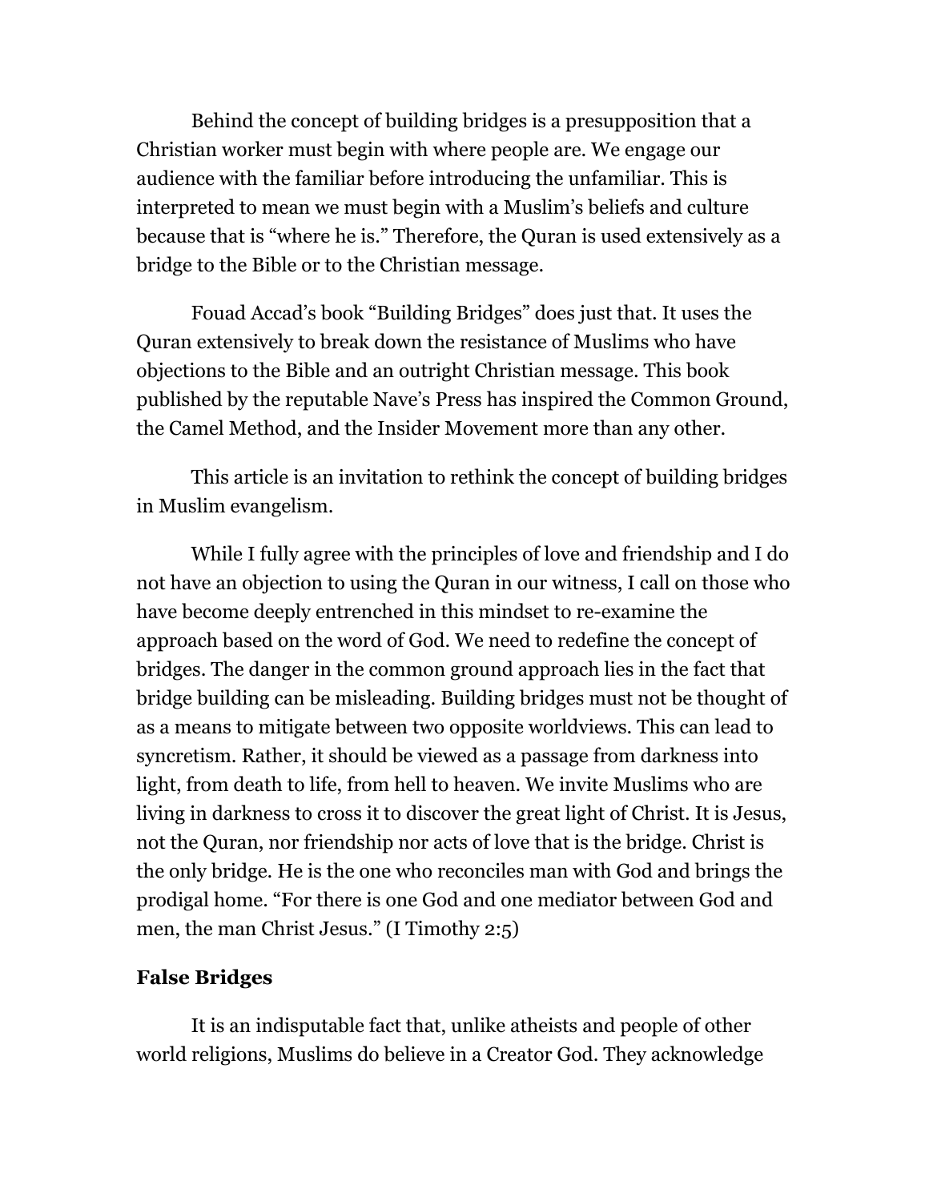Behind the concept of building bridges is a presupposition that a Christian worker must begin with where people are. We engage our audience with the familiar before introducing the unfamiliar. This is interpreted to mean we must begin with a Muslim's beliefs and culture because that is "where he is." Therefore, the Quran is used extensively as a bridge to the Bible or to the Christian message.

Fouad Accad's book "Building Bridges" does just that. It uses the Quran extensively to break down the resistance of Muslims who have objections to the Bible and an outright Christian message. This book published by the reputable Nave's Press has inspired the Common Ground, the Camel Method, and the Insider Movement more than any other.

This article is an invitation to rethink the concept of building bridges in Muslim evangelism.

While I fully agree with the principles of love and friendship and I do not have an objection to using the Quran in our witness, I call on those who have become deeply entrenched in this mindset to re-examine the approach based on the word of God. We need to redefine the concept of bridges. The danger in the common ground approach lies in the fact that bridge building can be misleading. Building bridges must not be thought of as a means to mitigate between two opposite worldviews. This can lead to syncretism. Rather, it should be viewed as a passage from darkness into light, from death to life, from hell to heaven. We invite Muslims who are living in darkness to cross it to discover the great light of Christ. It is Jesus, not the Quran, nor friendship nor acts of love that is the bridge. Christ is the only bridge. He is the one who reconciles man with God and brings the prodigal home. "For there is one God and one mediator between God and men, the man Christ Jesus." (I Timothy 2:5)

**False Bridges**

It is an indisputable fact that, unlike atheists and people of other world religions, Muslims do believe in a Creator God. They acknowledge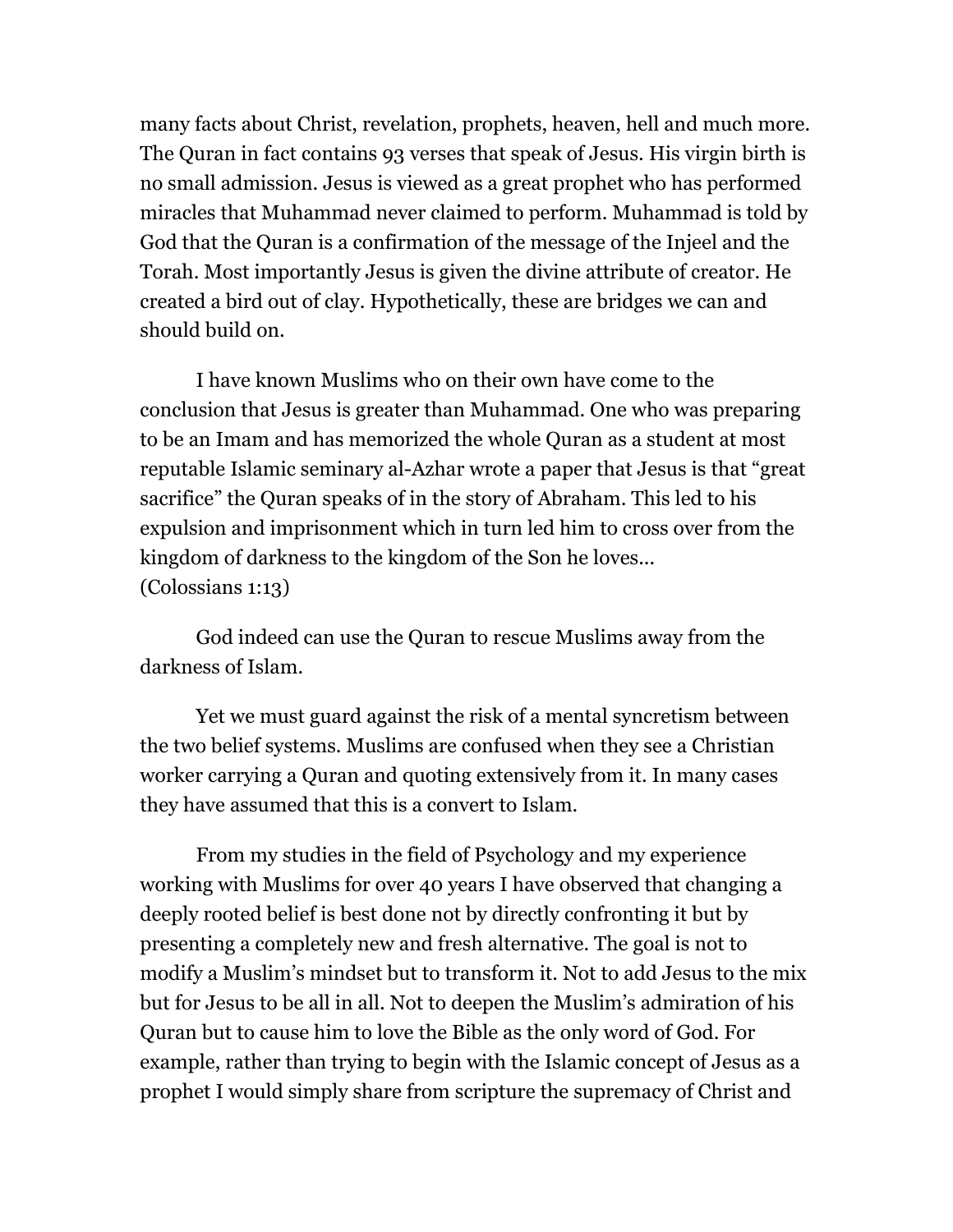many facts about Christ, revelation, prophets, heaven, hell and much more. The Quran in fact contains 93 verses that speak of Jesus. His virgin birth is no small admission. Jesus is viewed as a great prophet who has performed miracles that Muhammad never claimed to perform. Muhammad is told by God that the Quran is a confirmation of the message of the Injeel and the Torah. Most importantly Jesus is given the divine attribute of creator. He created a bird out of clay. Hypothetically, these are bridges we can and should build on.

I have known Muslims who on their own have come to the conclusion that Jesus is greater than Muhammad. One who was preparing to be an Imam and has memorized the whole Quran as a student at most reputable Islamic seminary al-Azhar wrote a paper that Jesus is that "great sacrifice" the Quran speaks of in the story of Abraham. This led to his expulsion and imprisonment which in turn led him to cross over from the kingdom of darkness to the kingdom of the Son he loves…
(Colossians 1:13)

God indeed can use the Quran to rescue Muslims away from the darkness of Islam.

Yet we must guard against the risk of a mental syncretism between the two belief systems. Muslims are confused when they see a Christian worker carrying a Quran and quoting extensively from it. In many cases they have assumed that this is a convert to Islam.

From my studies in the field of Psychology and my experience working with Muslims for over 40 years I have observed that changing a deeply rooted belief is best done not by directly confronting it but by presenting a completely new and fresh alternative. The goal is not to modify a Muslim's mindset but to transform it. Not to add Jesus to the mix but for Jesus to be all in all. Not to deepen the Muslim's admiration of his Quran but to cause him to love the Bible as the only word of God. For example, rather than trying to begin with the Islamic concept of Jesus as a prophet I would simply share from scripture the supremacy of Christ and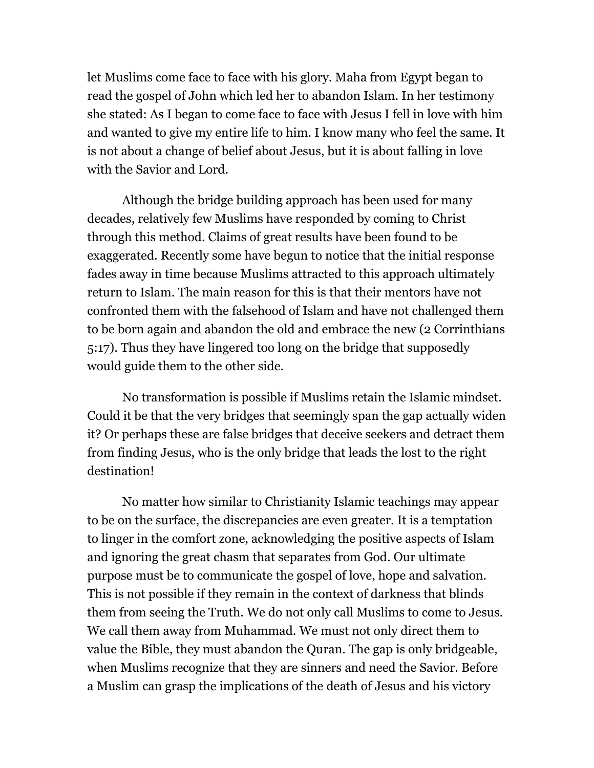let Muslims come face to face with his glory. Maha from Egypt began to read the gospel of John which led her to abandon Islam. In her testimony she stated: As I began to come face to face with Jesus I fell in love with him and wanted to give my entire life to him. I know many who feel the same. It is not about a change of belief about Jesus, but it is about falling in love with the Savior and Lord.

Although the bridge building approach has been used for many decades, relatively few Muslims have responded by coming to Christ through this method. Claims of great results have been found to be exaggerated. Recently some have begun to notice that the initial response fades away in time because Muslims attracted to this approach ultimately return to Islam. The main reason for this is that their mentors have not confronted them with the falsehood of Islam and have not challenged them to be born again and abandon the old and embrace the new (2 Corrinthians 5:17). Thus they have lingered too long on the bridge that supposedly would guide them to the other side.

No transformation is possible if Muslims retain the Islamic mindset. Could it be that the very bridges that seemingly span the gap actually widen it? Or perhaps these are false bridges that deceive seekers and detract them from finding Jesus, who is the only bridge that leads the lost to the right destination!

No matter how similar to Christianity Islamic teachings may appear to be on the surface, the discrepancies are even greater. It is a temptation to linger in the comfort zone, acknowledging the positive aspects of Islam and ignoring the great chasm that separates from God. Our ultimate purpose must be to communicate the gospel of love, hope and salvation. This is not possible if they remain in the context of darkness that blinds them from seeing the Truth. We do not only call Muslims to come to Jesus. We call them away from Muhammad. We must not only direct them to value the Bible, they must abandon the Quran. The gap is only bridgeable, when Muslims recognize that they are sinners and need the Savior. Before a Muslim can grasp the implications of the death of Jesus and his victory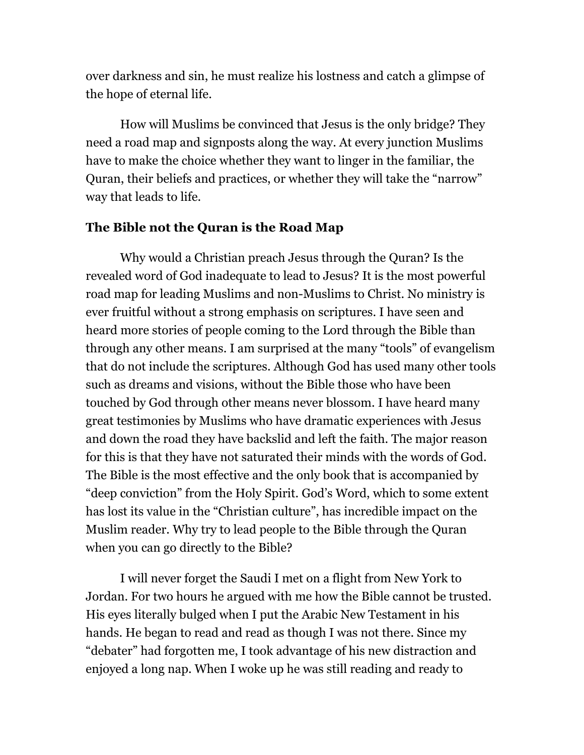over darkness and sin, he must realize his lostness and catch a glimpse of the hope of eternal life.

How will Muslims be convinced that Jesus is the only bridge? They need a road map and signposts along the way. At every junction Muslims have to make the choice whether they want to linger in the familiar, the Quran, their beliefs and practices, or whether they will take the "narrow" way that leads to life.

### The Bible not the Quran is the Road Map

Why would a Christian preach Jesus through the Quran? Is the revealed word of God inadequate to lead to Jesus? It is the most powerful road map for leading Muslims and non-Muslims to Christ. No ministry is ever fruitful without a strong emphasis on scriptures. I have seen and heard more stories of people coming to the Lord through the Bible than through any other means. I am surprised at the many "tools" of evangelism that do not include the scriptures. Although God has used many other tools such as dreams and visions, without the Bible those who have been touched by God through other means never blossom. I have heard many great testimonies by Muslims who have dramatic experiences with Jesus and down the road they have backslid and left the faith. The major reason for this is that they have not saturated their minds with the words of God. The Bible is the most effective and the only book that is accompanied by "deep conviction" from the Holy Spirit. God's Word, which to some extent has lost its value in the "Christian culture", has incredible impact on the Muslim reader. Why try to lead people to the Bible through the Quran when you can go directly to the Bible?

I will never forget the Saudi I met on a flight from New York to Jordan. For two hours he argued with me how the Bible cannot be trusted. His eyes literally bulged when I put the Arabic New Testament in his hands. He began to read and read as though I was not there. Since my "debater" had forgotten me, I took advantage of his new distraction and enjoyed a long nap. When I woke up he was still reading and ready to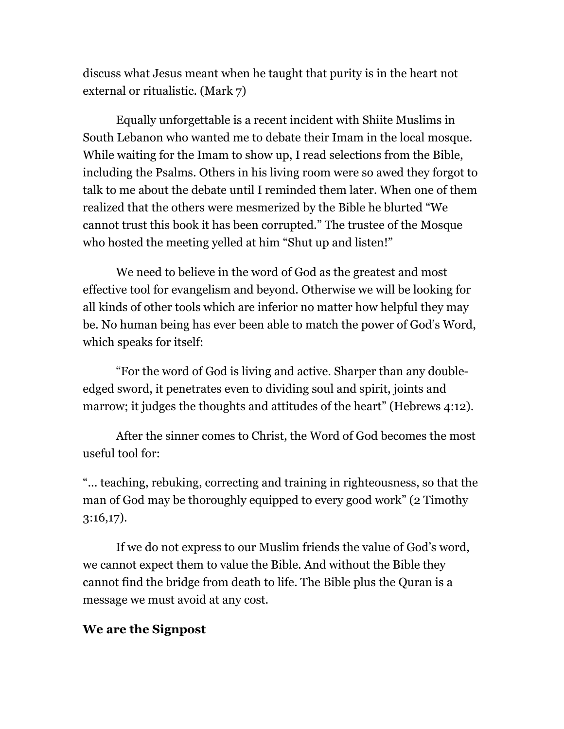discuss what Jesus meant when he taught that purity is in the heart not external or ritualistic. (Mark 7)

Equally unforgettable is a recent incident with Shiite Muslims in South Lebanon who wanted me to debate their Imam in the local mosque. While waiting for the Imam to show up, I read selections from the Bible, including the Psalms. Others in his living room were so awed they forgot to talk to me about the debate until I reminded them later. When one of them realized that the others were mesmerized by the Bible he blurted "We cannot trust this book it has been corrupted." The trustee of the Mosque who hosted the meeting yelled at him "Shut up and listen!"

We need to believe in the word of God as the greatest and most effective tool for evangelism and beyond. Otherwise we will be looking for all kinds of other tools which are inferior no matter how helpful they may be. No human being has ever been able to match the power of God's Word, which speaks for itself:

"For the word of God is living and active. Sharper than any double-edged sword, it penetrates even to dividing soul and spirit, joints and marrow; it judges the thoughts and attitudes of the heart" (Hebrews 4:12).

After the sinner comes to Christ, the Word of God becomes the most useful tool for:

"… teaching, rebuking, correcting and training in righteousness, so that the man of God may be thoroughly equipped to every good work" (2 Timothy 3:16,17).

If we do not express to our Muslim friends the value of God's word, we cannot expect them to value the Bible. And without the Bible they cannot find the bridge from death to life. The Bible plus the Quran is a message we must avoid at any cost.

**We are the Signpost**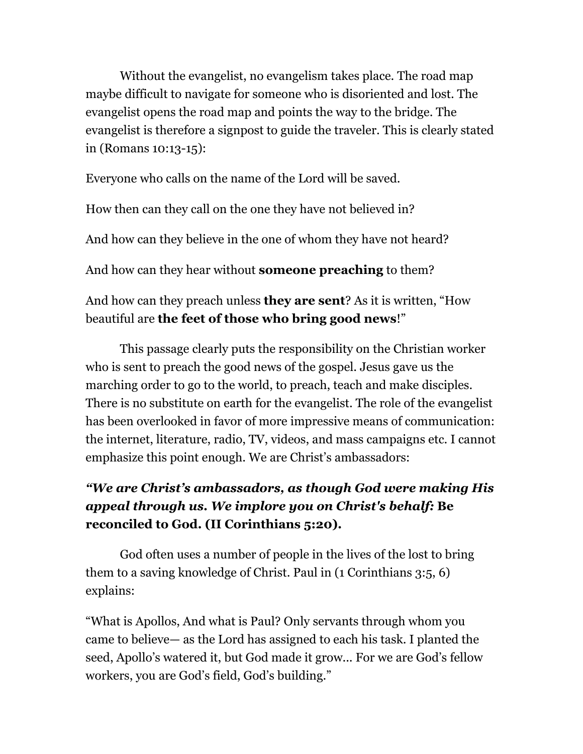Without the evangelist, no evangelism takes place. The road map maybe difficult to navigate for someone who is disoriented and lost. The evangelist opens the road map and points the way to the bridge. The evangelist is therefore a signpost to guide the traveler. This is clearly stated in (Romans 10:13-15):

Everyone who calls on the name of the Lord will be saved.

How then can they call on the one they have not believed in?

And how can they believe in the one of whom they have not heard?

And how can they hear without **someone preaching** to them?

And how can they preach unless **they are sent**? As it is written, "How beautiful are **the feet of those who bring good news**!"

This passage clearly puts the responsibility on the Christian worker who is sent to preach the good news of the gospel. Jesus gave us the marching order to go to the world, to preach, teach and make disciples. There is no substitute on earth for the evangelist. The role of the evangelist has been overlooked in favor of more impressive means of communication: the internet, literature, radio, TV, videos, and mass campaigns etc. I cannot emphasize this point enough. We are Christ's ambassadors:

***"We are Christ's ambassadors, as though God were making His appeal through us. We implore you on Christ's behalf:* Be reconciled to God. (II Corinthians 5:20).**

God often uses a number of people in the lives of the lost to bring them to a saving knowledge of Christ. Paul in (1 Corinthians 3:5, 6) explains:

"What is Apollos, And what is Paul? Only servants through whom you came to believe— as the Lord has assigned to each his task. I planted the seed, Apollo's watered it, but God made it grow… For we are God's fellow workers, you are God's field, God's building."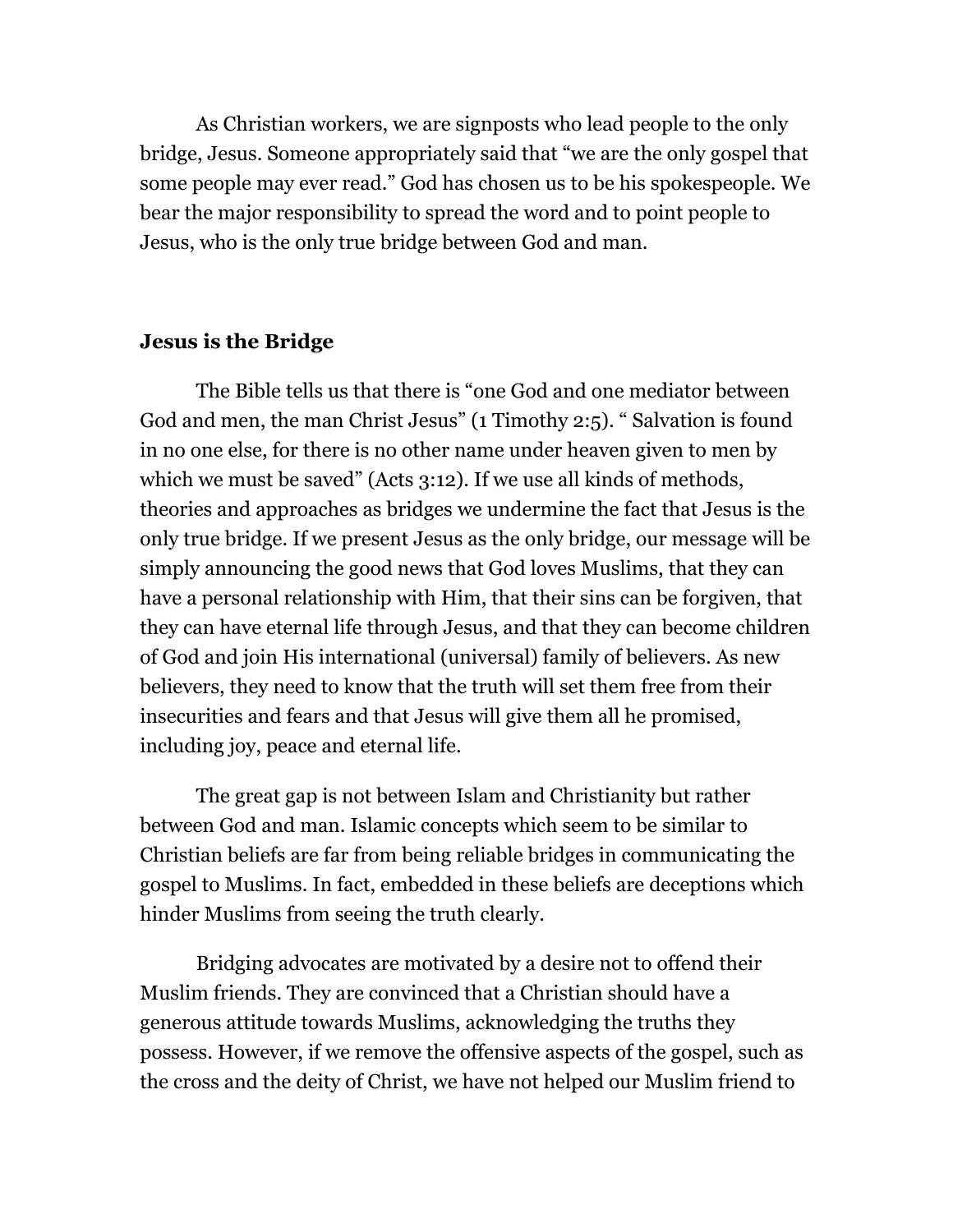As Christian workers, we are signposts who lead people to the only bridge, Jesus. Someone appropriately said that "we are the only gospel that some people may ever read." God has chosen us to be his spokespeople. We bear the major responsibility to spread the word and to point people to Jesus, who is the only true bridge between God and man.

**Jesus is the Bridge**

The Bible tells us that there is "one God and one mediator between God and men, the man Christ Jesus" (1 Timothy 2:5). " Salvation is found in no one else, for there is no other name under heaven given to men by which we must be saved" (Acts 3:12). If we use all kinds of methods, theories and approaches as bridges we undermine the fact that Jesus is the only true bridge. If we present Jesus as the only bridge, our message will be simply announcing the good news that God loves Muslims, that they can have a personal relationship with Him, that their sins can be forgiven, that they can have eternal life through Jesus, and that they can become children of God and join His international (universal) family of believers. As new believers, they need to know that the truth will set them free from their insecurities and fears and that Jesus will give them all he promised, including joy, peace and eternal life.

The great gap is not between Islam and Christianity but rather between God and man. Islamic concepts which seem to be similar to Christian beliefs are far from being reliable bridges in communicating the gospel to Muslims. In fact, embedded in these beliefs are deceptions which hinder Muslims from seeing the truth clearly.

Bridging advocates are motivated by a desire not to offend their Muslim friends. They are convinced that a Christian should have a generous attitude towards Muslims, acknowledging the truths they possess. However, if we remove the offensive aspects of the gospel, such as the cross and the deity of Christ, we have not helped our Muslim friend to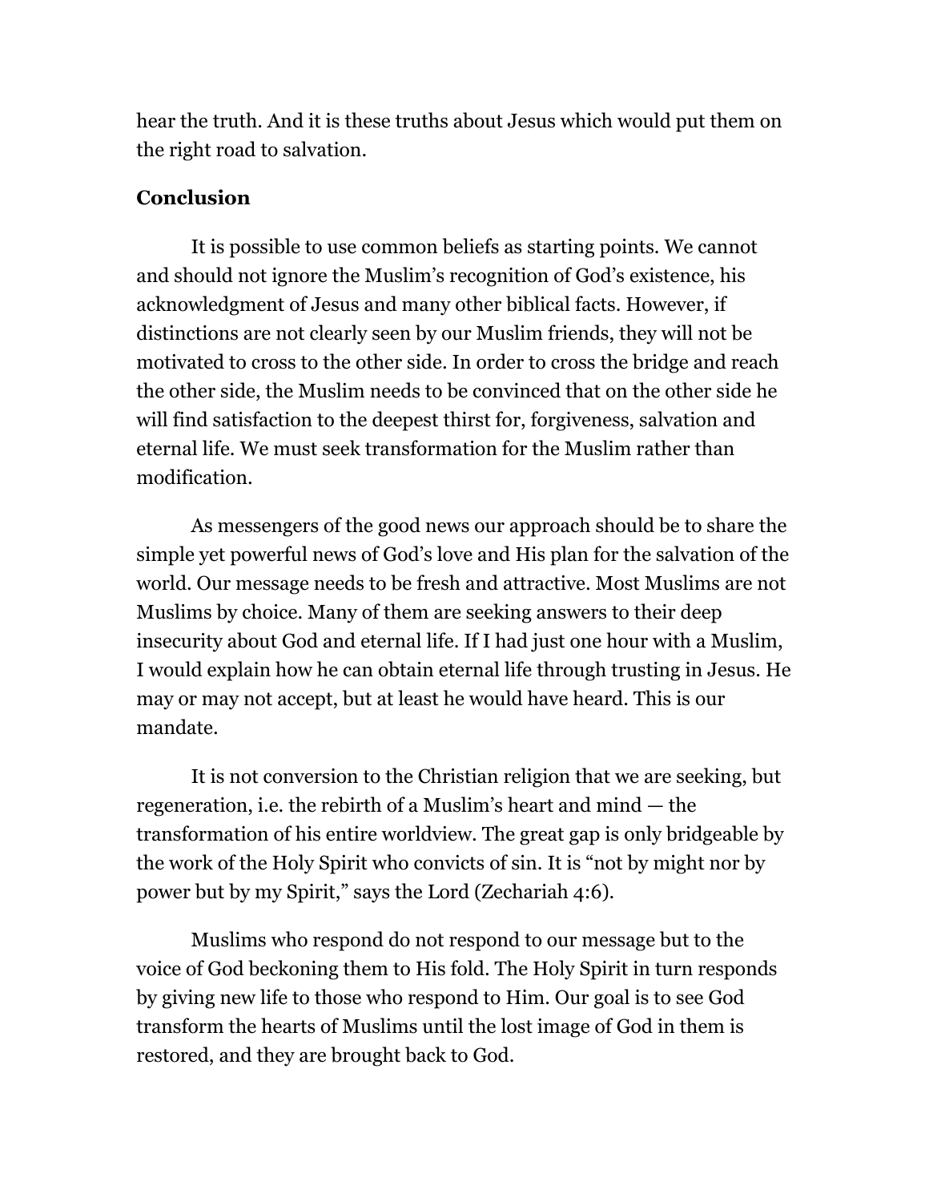hear the truth. And it is these truths about Jesus which would put them on the right road to salvation.

**Conclusion**

It is possible to use common beliefs as starting points. We cannot and should not ignore the Muslim's recognition of God's existence, his acknowledgment of Jesus and many other biblical facts. However, if distinctions are not clearly seen by our Muslim friends, they will not be motivated to cross to the other side. In order to cross the bridge and reach the other side, the Muslim needs to be convinced that on the other side he will find satisfaction to the deepest thirst for, forgiveness, salvation and eternal life. We must seek transformation for the Muslim rather than modification.

As messengers of the good news our approach should be to share the simple yet powerful news of God's love and His plan for the salvation of the world. Our message needs to be fresh and attractive. Most Muslims are not Muslims by choice. Many of them are seeking answers to their deep insecurity about God and eternal life. If I had just one hour with a Muslim, I would explain how he can obtain eternal life through trusting in Jesus. He may or may not accept, but at least he would have heard. This is our mandate.

It is not conversion to the Christian religion that we are seeking, but regeneration, i.e. the rebirth of a Muslim's heart and mind — the transformation of his entire worldview. The great gap is only bridgeable by the work of the Holy Spirit who convicts of sin. It is "not by might nor by power but by my Spirit," says the Lord (Zechariah 4:6).

Muslims who respond do not respond to our message but to the voice of God beckoning them to His fold. The Holy Spirit in turn responds by giving new life to those who respond to Him. Our goal is to see God transform the hearts of Muslims until the lost image of God in them is restored, and they are brought back to God.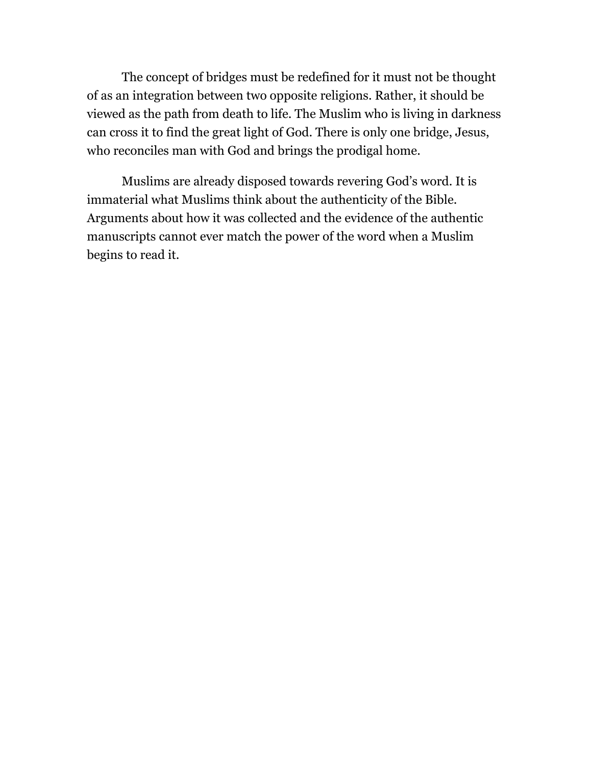The concept of bridges must be redefined for it must not be thought of as an integration between two opposite religions. Rather, it should be viewed as the path from death to life. The Muslim who is living in darkness can cross it to find the great light of God. There is only one bridge, Jesus, who reconciles man with God and brings the prodigal home.

Muslims are already disposed towards revering God's word. It is immaterial what Muslims think about the authenticity of the Bible. Arguments about how it was collected and the evidence of the authentic manuscripts cannot ever match the power of the word when a Muslim begins to read it.